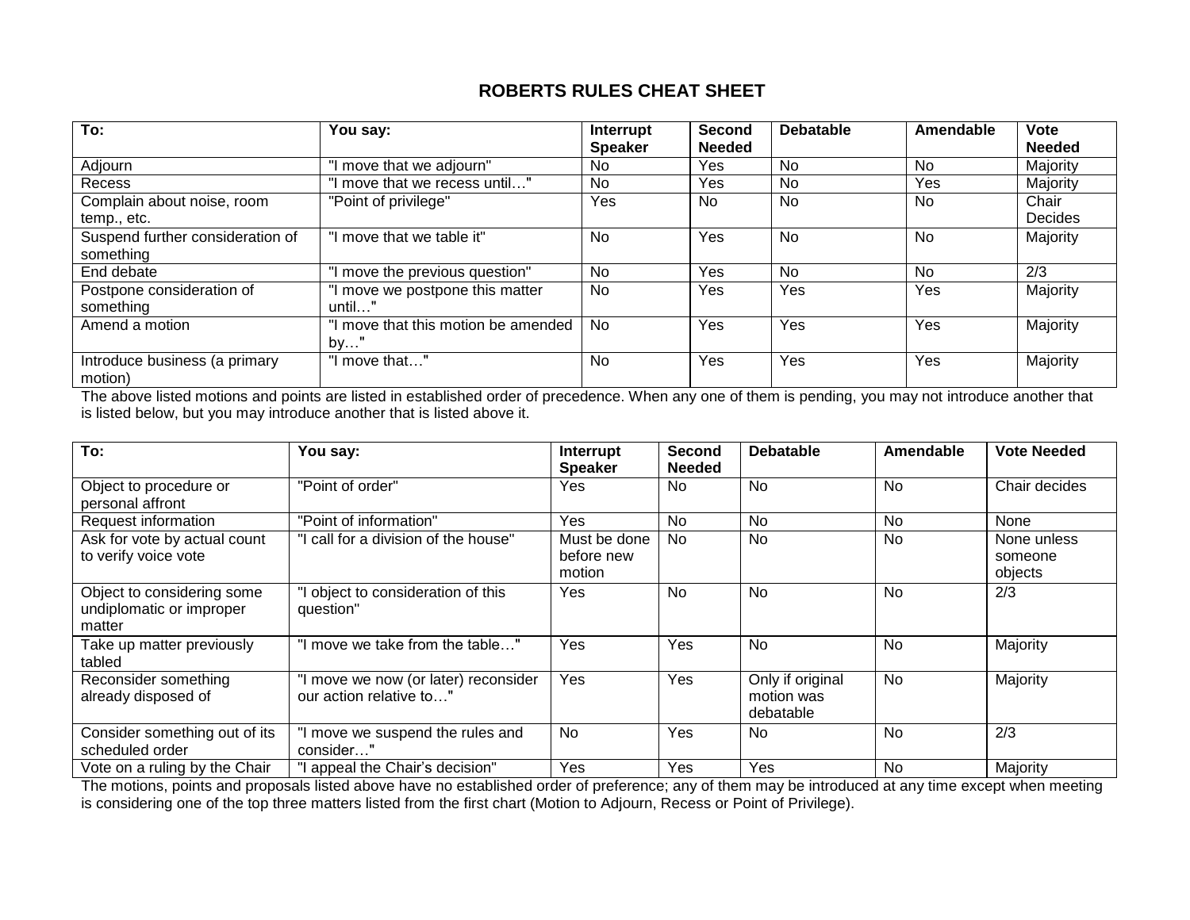# ROBERTS RULES CHEAT SHEET

| To: | You say: | Interrupt Speaker | Second Needed | Debatable | Amendable | Vote Needed |
|---|---|---|---|---|---|---|
| Adjourn | "I move that we adjourn" | No | Yes | No | No | Majority |
| Recess | "I move that we recess until…" | No | Yes | No | Yes | Majority |
| Complain about noise, room temp., etc. | "Point of privilege" | Yes | No | No | No | Chair Decides |
| Suspend further consideration of something | "I move that we table it" | No | Yes | No | No | Majority |
| End debate | "I move the previous question" | No | Yes | No | No | 2/3 |
| Postpone consideration of something | "I move we postpone this matter until…" | No | Yes | Yes | Yes | Majority |
| Amend a motion | "I move that this motion be amended by…" | No | Yes | Yes | Yes | Majority |
| Introduce business (a primary motion) | "I move that…" | No | Yes | Yes | Yes | Majority |

The above listed motions and points are listed in established order of precedence. When any one of them is pending, you may not introduce another that is listed below, but you may introduce another that is listed above it.

| To: | You say: | Interrupt Speaker | Second Needed | Debatable | Amendable | Vote Needed |
|---|---|---|---|---|---|---|
| Object to procedure or personal affront | "Point of order" | Yes | No | No | No | Chair decides |
| Request information | "Point of information" | Yes | No | No | No | None |
| Ask for vote by actual count to verify voice vote | "I call for a division of the house" | Must be done before new motion | No | No | No | None unless someone objects |
| Object to considering some undiplomatic or improper matter | "I object to consideration of this question" | Yes | No | No | No | 2/3 |
| Take up matter previously tabled | "I move we take from the table…" | Yes | Yes | No | No | Majority |
| Reconsider something already disposed of | "I move we now (or later) reconsider our action relative to…" | Yes | Yes | Only if original motion was debatable | No | Majority |
| Consider something out of its scheduled order | "I move we suspend the rules and consider…" | No | Yes | No | No | 2/3 |
| Vote on a ruling by the Chair | "I appeal the Chair's decision" | Yes | Yes | Yes | No | Majority |

The motions, points and proposals listed above have no established order of preference; any of them may be introduced at any time except when meeting is considering one of the top three matters listed from the first chart (Motion to Adjourn, Recess or Point of Privilege).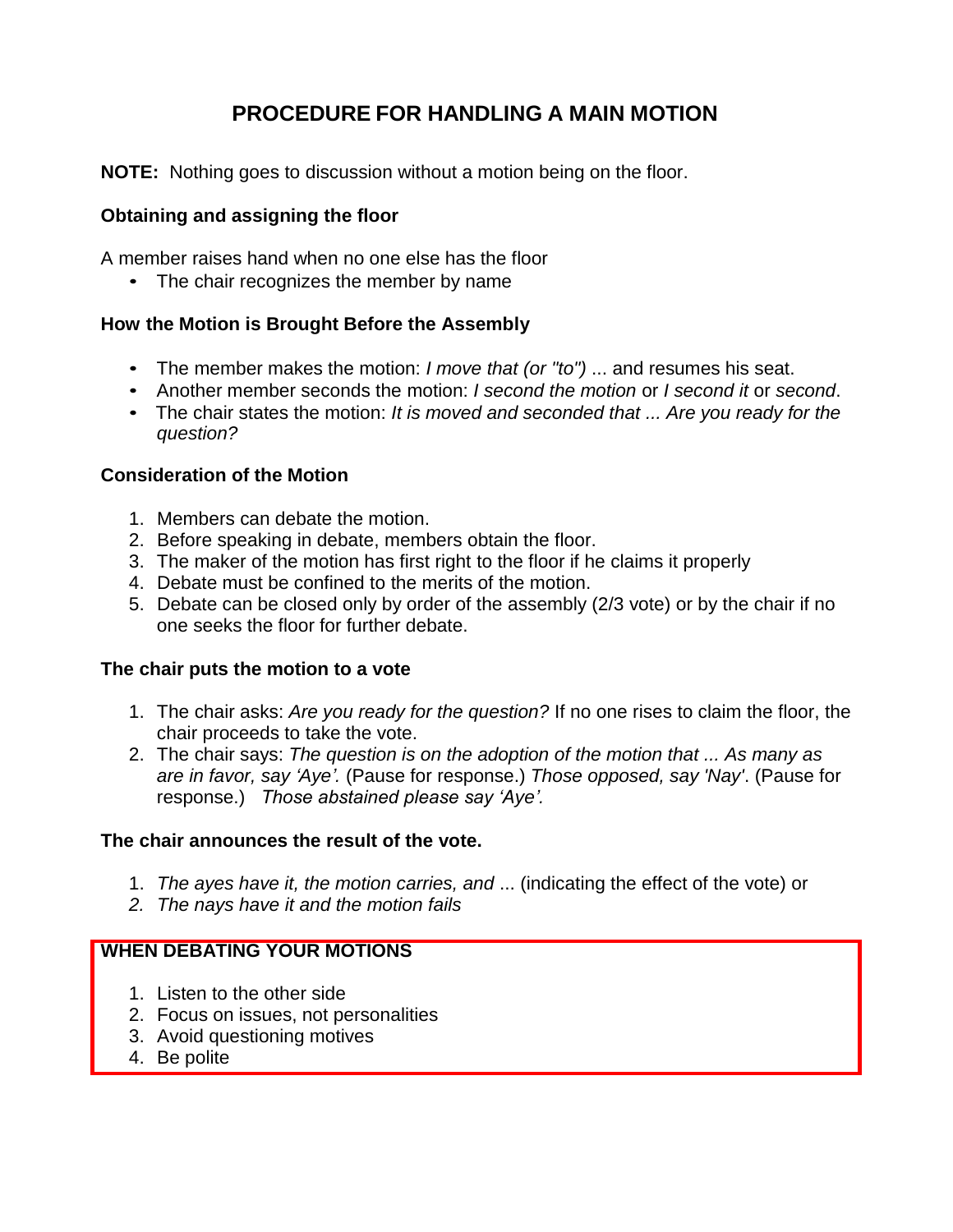# PROCEDURE FOR HANDLING A MAIN MOTION

**NOTE:** Nothing goes to discussion without a motion being on the floor.

### Obtaining and assigning the floor

A member raises hand when no one else has the floor

- The chair recognizes the member by name

### How the Motion is Brought Before the Assembly

- The member makes the motion: *I move that (or "to")* ... and resumes his seat.
- Another member seconds the motion: *I second the motion* or *I second it* or *second*.
- The chair states the motion: *It is moved and seconded that ... Are you ready for the question?*

### Consideration of the Motion

1. Members can debate the motion.
2. Before speaking in debate, members obtain the floor.
3. The maker of the motion has first right to the floor if he claims it properly
4. Debate must be confined to the merits of the motion.
5. Debate can be closed only by order of the assembly (2/3 vote) or by the chair if no one seeks the floor for further debate.

### The chair puts the motion to a vote

1. The chair asks: *Are you ready for the question?* If no one rises to claim the floor, the chair proceeds to take the vote.
2. The chair says: *The question is on the adoption of the motion that ... As many as are in favor, say 'Aye'.* (Pause for response.) *Those opposed, say 'Nay'*. (Pause for response.) *Those abstained please say 'Aye'.*

### The chair announces the result of the vote.

1. *The ayes have it, the motion carries, and* ... (indicating the effect of the vote) or
2. *The nays have it and the motion fails*

### WHEN DEBATING YOUR MOTIONS

1. Listen to the other side
2. Focus on issues, not personalities
3. Avoid questioning motives
4. Be polite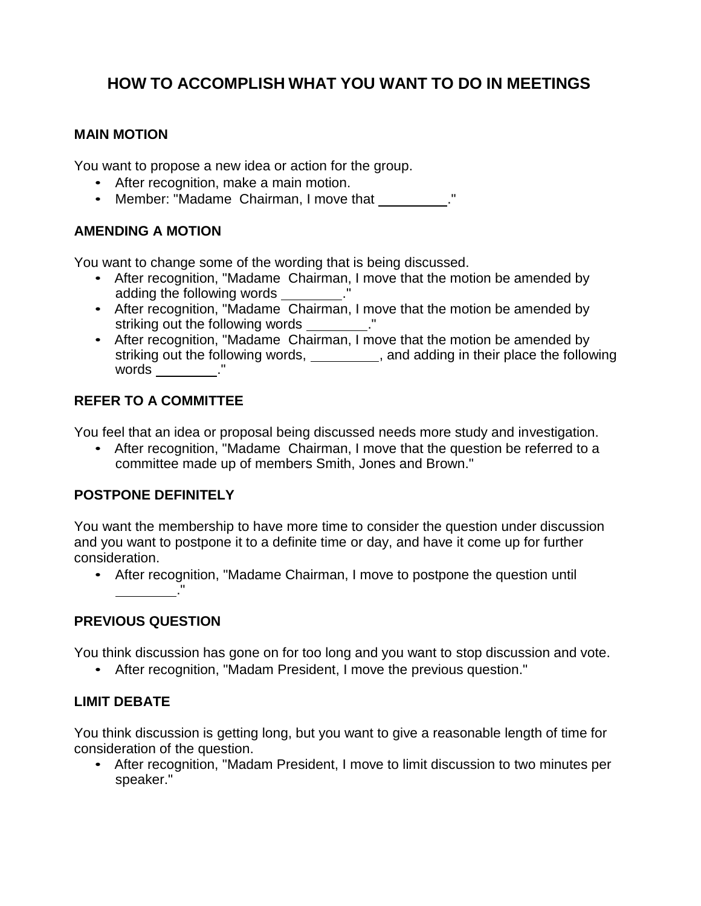# HOW TO ACCOMPLISH WHAT YOU WANT TO DO IN MEETINGS

### MAIN MOTION

You want to propose a new idea or action for the group.

- After recognition, make a main motion.
- Member: "Madame Chairman, I move that ________."

### AMENDING A MOTION

You want to change some of the wording that is being discussed.

- After recognition, "Madame Chairman, I move that the motion be amended by adding the following words ________."
- After recognition, "Madame Chairman, I move that the motion be amended by striking out the following words ________."
- After recognition, "Madame Chairman, I move that the motion be amended by striking out the following words, ________, and adding in their place the following words ________."

### REFER TO A COMMITTEE

You feel that an idea or proposal being discussed needs more study and investigation.

- After recognition, "Madame Chairman, I move that the question be referred to a committee made up of members Smith, Jones and Brown."

### POSTPONE DEFINITELY

You want the membership to have more time to consider the question under discussion and you want to postpone it to a definite time or day, and have it come up for further consideration.

- After recognition, "Madame Chairman, I move to postpone the question until ________."

### PREVIOUS QUESTION

You think discussion has gone on for too long and you want to stop discussion and vote.

- After recognition, "Madam President, I move the previous question."

### LIMIT DEBATE

You think discussion is getting long, but you want to give a reasonable length of time for consideration of the question.

- After recognition, "Madam President, I move to limit discussion to two minutes per speaker."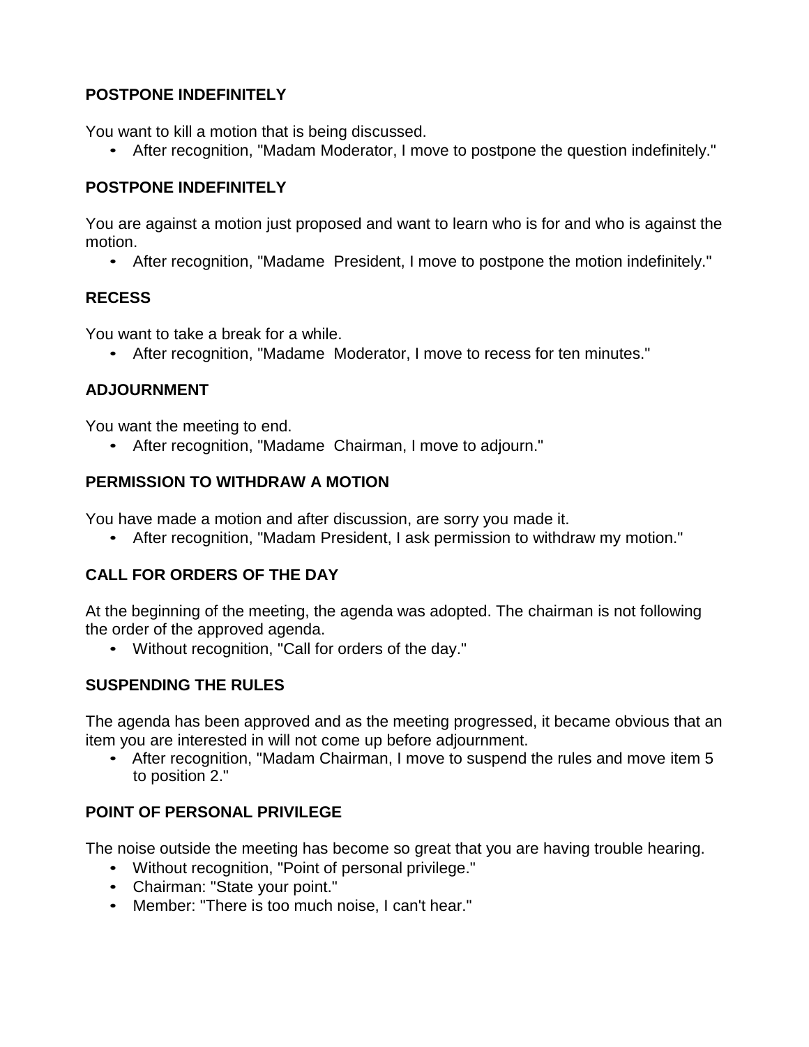### POSTPONE INDEFINITELY

You want to kill a motion that is being discussed.

- After recognition, "Madam Moderator, I move to postpone the question indefinitely."

### POSTPONE INDEFINITELY

You are against a motion just proposed and want to learn who is for and who is against the motion.

- After recognition, "Madame President, I move to postpone the motion indefinitely."

### RECESS

You want to take a break for a while.

- After recognition, "Madame Moderator, I move to recess for ten minutes."

### ADJOURNMENT

You want the meeting to end.

- After recognition, "Madame Chairman, I move to adjourn."

### PERMISSION TO WITHDRAW A MOTION

You have made a motion and after discussion, are sorry you made it.

- After recognition, "Madam President, I ask permission to withdraw my motion."

### CALL FOR ORDERS OF THE DAY

At the beginning of the meeting, the agenda was adopted. The chairman is not following the order of the approved agenda.

- Without recognition, "Call for orders of the day."

### SUSPENDING THE RULES

The agenda has been approved and as the meeting progressed, it became obvious that an item you are interested in will not come up before adjournment.

- After recognition, "Madam Chairman, I move to suspend the rules and move item 5 to position 2."

### POINT OF PERSONAL PRIVILEGE

The noise outside the meeting has become so great that you are having trouble hearing.

- Without recognition, "Point of personal privilege."
- Chairman: "State your point."
- Member: "There is too much noise, I can't hear."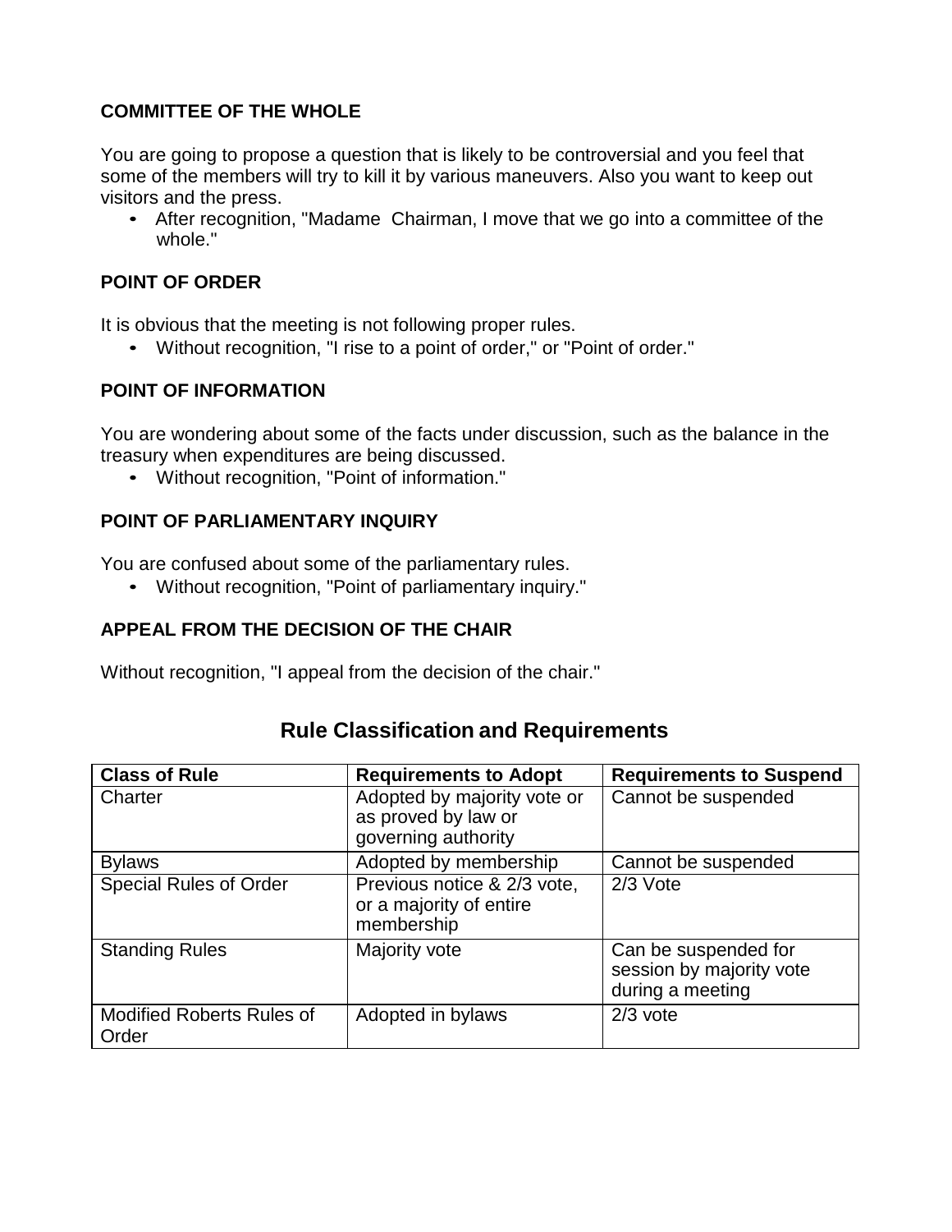**COMMITTEE OF THE WHOLE**

You are going to propose a question that is likely to be controversial and you feel that some of the members will try to kill it by various maneuvers. Also you want to keep out visitors and the press.

- After recognition, "Madame  Chairman, I move that we go into a committee of the whole."

**POINT OF ORDER**

It is obvious that the meeting is not following proper rules.

- Without recognition, "I rise to a point of order," or "Point of order."

**POINT OF INFORMATION**

You are wondering about some of the facts under discussion, such as the balance in the treasury when expenditures are being discussed.

- Without recognition, "Point of information."

**POINT OF PARLIAMENTARY INQUIRY**

You are confused about some of the parliamentary rules.

- Without recognition, "Point of parliamentary inquiry."

**APPEAL FROM THE DECISION OF THE CHAIR**

Without recognition, "I appeal from the decision of the chair."

## Rule Classification and Requirements

| Class of Rule | Requirements to Adopt | Requirements to Suspend |
|---|---|---|
| Charter | Adopted by majority vote or as proved by law or governing authority | Cannot be suspended |
| Bylaws | Adopted by membership | Cannot be suspended |
| Special Rules of Order | Previous notice & 2/3 vote, or a majority of entire membership | 2/3 Vote |
| Standing Rules | Majority vote | Can be suspended for session by majority vote during a meeting |
| Modified Roberts Rules of Order | Adopted in bylaws | 2/3 vote |